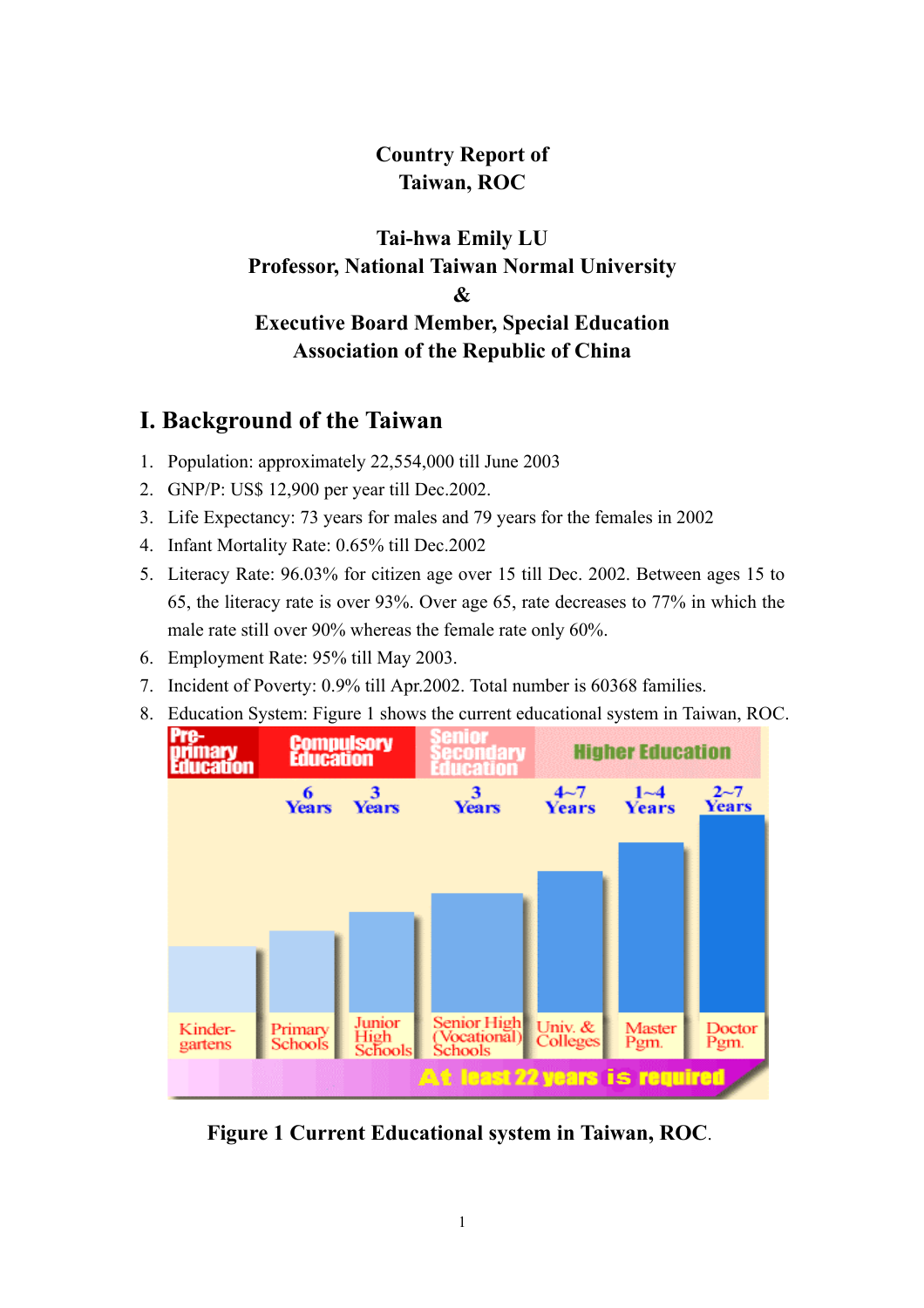**Country Report of**
**Taiwan, ROC**

**Tai-hwa Emily LU**
**Professor, National Taiwan Normal University**
**&**
**Executive Board Member, Special Education Association of the Republic of China**

## I. Background of the Taiwan

1. Population: approximately 22,554,000 till June 2003
2. GNP/P: US$ 12,900 per year till Dec.2002.
3. Life Expectancy: 73 years for males and 79 years for the females in 2002
4. Infant Mortality Rate: 0.65% till Dec.2002
5. Literacy Rate: 96.03% for citizen age over 15 till Dec. 2002. Between ages 15 to 65, the literacy rate is over 93%. Over age 65, rate decreases to 77% in which the male rate still over 90% whereas the female rate only 60%.
6. Employment Rate: 95% till May 2003.
7. Incident of Poverty: 0.9% till Apr.2002. Total number is 60368 families.
8. Education System: Figure 1 shows the current educational system in Taiwan, ROC.

| Pre-primary Education | Compulsory Education | | Senior Secondary Education | Higher Education | | |
|---|---|---|---|---|---|---|
| | 6 Years | 3 Years | 3 Years | 4~7 Years | 1~4 Years | 2~7 Years |
| Kindergartens | Primary Schools | Junior High Schools | Senior High (Vocational) Schools | Univ. & Colleges | Master Pgm. | Doctor Pgm. |

At least 22 years is required

**Figure 1 Current Educational system in Taiwan, ROC.**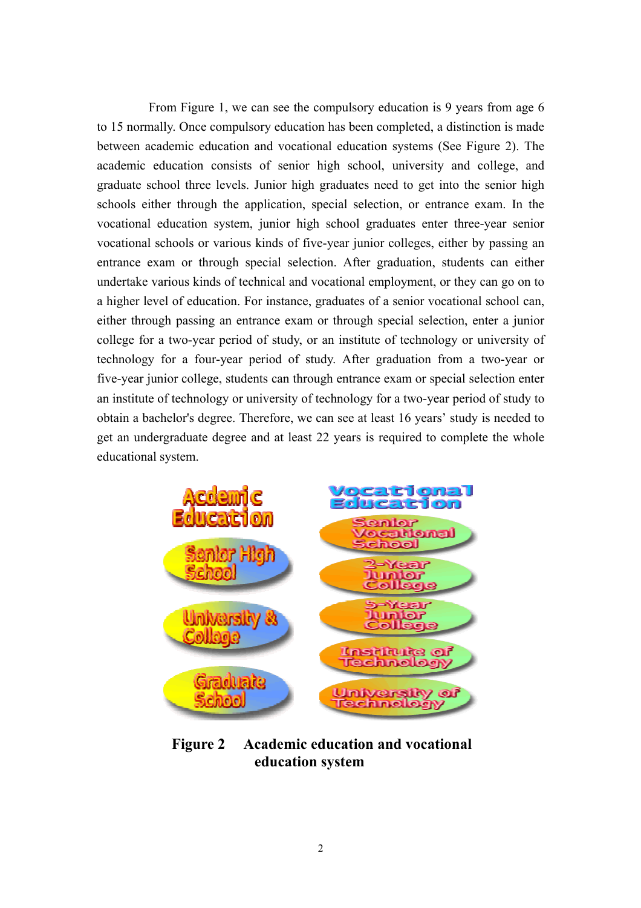From Figure 1, we can see the compulsory education is 9 years from age 6 to 15 normally. Once compulsory education has been completed, a distinction is made between academic education and vocational education systems (See Figure 2). The academic education consists of senior high school, university and college, and graduate school three levels. Junior high graduates need to get into the senior high schools either through the application, special selection, or entrance exam. In the vocational education system, junior high school graduates enter three-year senior vocational schools or various kinds of five-year junior colleges, either by passing an entrance exam or through special selection. After graduation, students can either undertake various kinds of technical and vocational employment, or they can go on to a higher level of education. For instance, graduates of a senior vocational school can, either through passing an entrance exam or through special selection, enter a junior college for a two-year period of study, or an institute of technology or university of technology for a four-year period of study. After graduation from a two-year or five-year junior college, students can through entrance exam or special selection enter an institute of technology or university of technology for a two-year period of study to obtain a bachelor's degree. Therefore, we can see at least 16 years' study is needed to get an undergraduate degree and at least 22 years is required to complete the whole educational system.

| Acdemic Education | Vocational Education |
| --- | --- |
| Senior High School | Senior Vocational School |
| University & College | 2-Year Junior College |
| Graduate School | 5-Year Junior College |
| | Institute of Technology |
| | University of Technology |

**Figure 2 Academic education and vocational education system**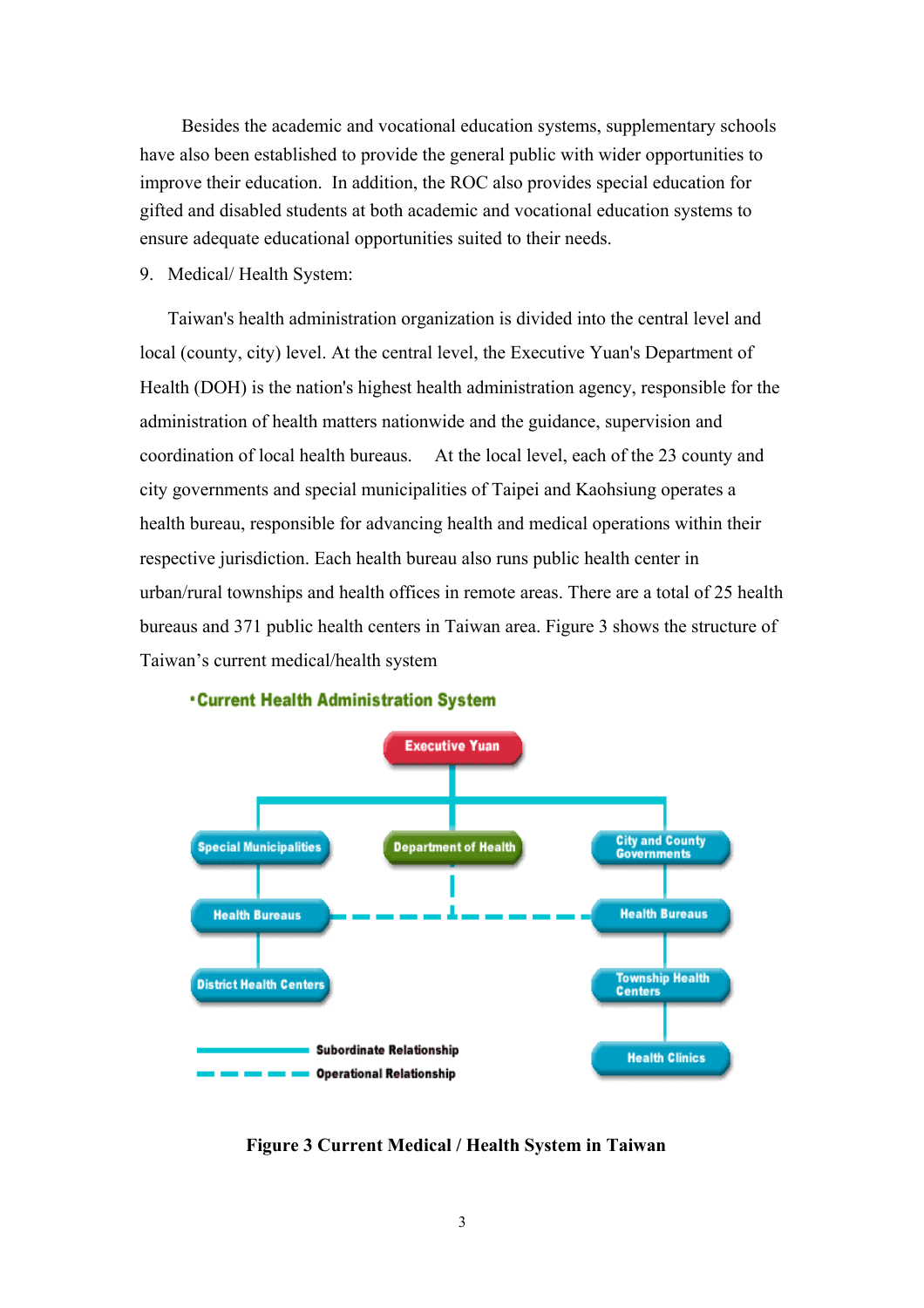Besides the academic and vocational education systems, supplementary schools have also been established to provide the general public with wider opportunities to improve their education. In addition, the ROC also provides special education for gifted and disabled students at both academic and vocational education systems to ensure adequate educational opportunities suited to their needs.

9. Medical/ Health System:

Taiwan's health administration organization is divided into the central level and local (county, city) level. At the central level, the Executive Yuan's Department of Health (DOH) is the nation's highest health administration agency, responsible for the administration of health matters nationwide and the guidance, supervision and coordination of local health bureaus. At the local level, each of the 23 county and city governments and special municipalities of Taipei and Kaohsiung operates a health bureau, responsible for advancing health and medical operations within their respective jurisdiction. Each health bureau also runs public health center in urban/rural townships and health offices in remote areas. There are a total of 25 health bureaus and 371 public health centers in Taiwan area. Figure 3 shows the structure of Taiwan's current medical/health system

**Current Health Administration System**

- Executive Yuan
  - Special Municipalities
    - Health Bureaus
      - District Health Centers
  - Department of Health
  - City and County Governments
    - Health Bureaus
      - Township Health Centers
        - Health Clinics

Subordinate Relationship (solid line)

Operational Relationship (dashed line: Department of Health — Health Bureaus)

**Figure 3 Current Medical / Health System in Taiwan**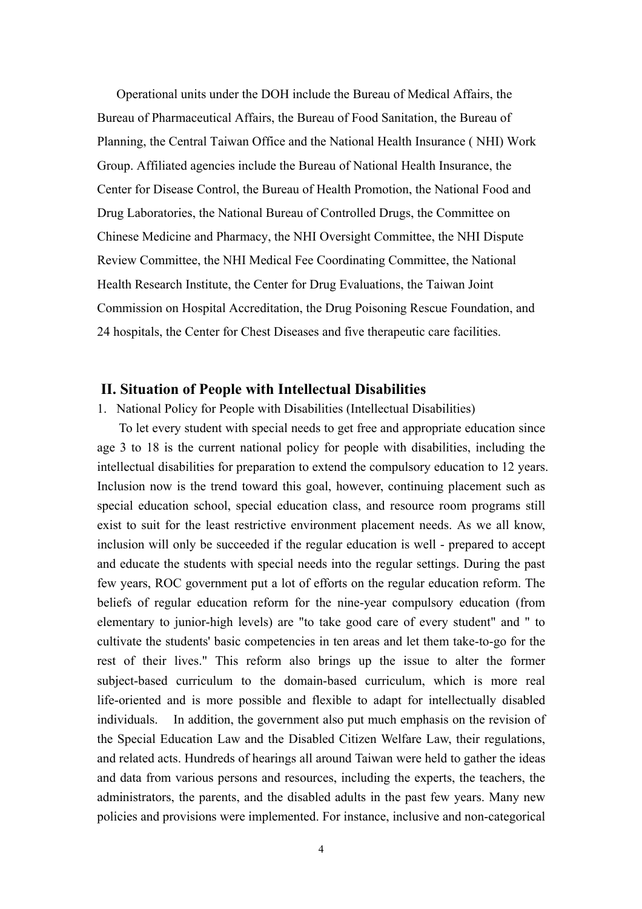Operational units under the DOH include the Bureau of Medical Affairs, the Bureau of Pharmaceutical Affairs, the Bureau of Food Sanitation, the Bureau of Planning, the Central Taiwan Office and the National Health Insurance ( NHI) Work Group. Affiliated agencies include the Bureau of National Health Insurance, the Center for Disease Control, the Bureau of Health Promotion, the National Food and Drug Laboratories, the National Bureau of Controlled Drugs, the Committee on Chinese Medicine and Pharmacy, the NHI Oversight Committee, the NHI Dispute Review Committee, the NHI Medical Fee Coordinating Committee, the National Health Research Institute, the Center for Drug Evaluations, the Taiwan Joint Commission on Hospital Accreditation, the Drug Poisoning Rescue Foundation, and 24 hospitals, the Center for Chest Diseases and five therapeutic care facilities.

## II. Situation of People with Intellectual Disabilities

1. National Policy for People with Disabilities (Intellectual Disabilities)

To let every student with special needs to get free and appropriate education since age 3 to 18 is the current national policy for people with disabilities, including the intellectual disabilities for preparation to extend the compulsory education to 12 years. Inclusion now is the trend toward this goal, however, continuing placement such as special education school, special education class, and resource room programs still exist to suit for the least restrictive environment placement needs. As we all know, inclusion will only be succeeded if the regular education is well - prepared to accept and educate the students with special needs into the regular settings. During the past few years, ROC government put a lot of efforts on the regular education reform. The beliefs of regular education reform for the nine-year compulsory education (from elementary to junior-high levels) are "to take good care of every student" and " to cultivate the students' basic competencies in ten areas and let them take-to-go for the rest of their lives." This reform also brings up the issue to alter the former subject-based curriculum to the domain-based curriculum, which is more real life-oriented and is more possible and flexible to adapt for intellectually disabled individuals. In addition, the government also put much emphasis on the revision of the Special Education Law and the Disabled Citizen Welfare Law, their regulations, and related acts. Hundreds of hearings all around Taiwan were held to gather the ideas and data from various persons and resources, including the experts, the teachers, the administrators, the parents, and the disabled adults in the past few years. Many new policies and provisions were implemented. For instance, inclusive and non-categorical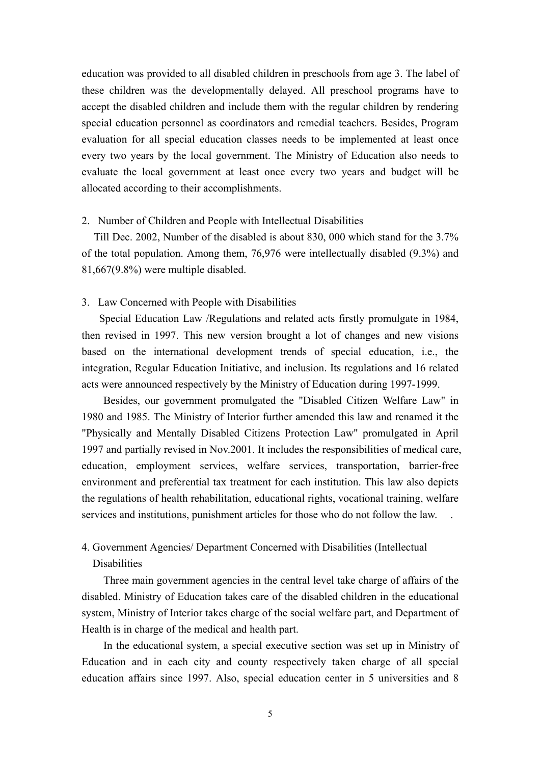education was provided to all disabled children in preschools from age 3. The label of these children was the developmentally delayed. All preschool programs have to accept the disabled children and include them with the regular children by rendering special education personnel as coordinators and remedial teachers. Besides, Program evaluation for all special education classes needs to be implemented at least once every two years by the local government. The Ministry of Education also needs to evaluate the local government at least once every two years and budget will be allocated according to their accomplishments.

## 2. Number of Children and People with Intellectual Disabilities

Till Dec. 2002, Number of the disabled is about 830, 000 which stand for the 3.7% of the total population. Among them, 76,976 were intellectually disabled (9.3%) and 81,667(9.8%) were multiple disabled.

## 3. Law Concerned with People with Disabilities

Special Education Law /Regulations and related acts firstly promulgate in 1984, then revised in 1997. This new version brought a lot of changes and new visions based on the international development trends of special education, i.e., the integration, Regular Education Initiative, and inclusion. Its regulations and 16 related acts were announced respectively by the Ministry of Education during 1997-1999.

Besides, our government promulgated the "Disabled Citizen Welfare Law" in 1980 and 1985. The Ministry of Interior further amended this law and renamed it the "Physically and Mentally Disabled Citizens Protection Law" promulgated in April 1997 and partially revised in Nov.2001. It includes the responsibilities of medical care, education, employment services, welfare services, transportation, barrier-free environment and preferential tax treatment for each institution. This law also depicts the regulations of health rehabilitation, educational rights, vocational training, welfare services and institutions, punishment articles for those who do not follow the law. .

## 4. Government Agencies/ Department Concerned with Disabilities (Intellectual Disabilities

Three main government agencies in the central level take charge of affairs of the disabled. Ministry of Education takes care of the disabled children in the educational system, Ministry of Interior takes charge of the social welfare part, and Department of Health is in charge of the medical and health part.

In the educational system, a special executive section was set up in Ministry of Education and in each city and county respectively taken charge of all special education affairs since 1997. Also, special education center in 5 universities and 8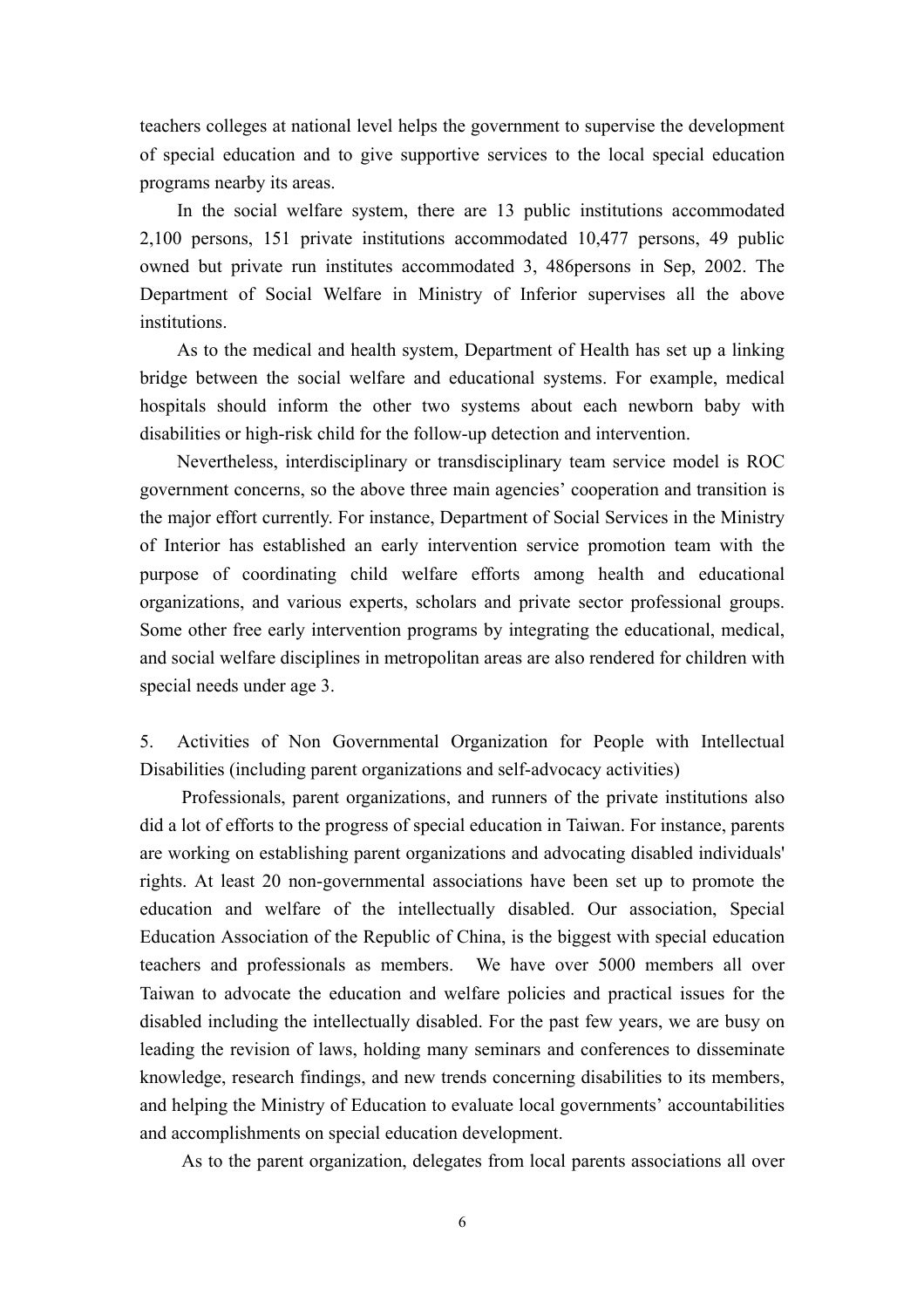teachers colleges at national level helps the government to supervise the development of special education and to give supportive services to the local special education programs nearby its areas.

In the social welfare system, there are 13 public institutions accommodated 2,100 persons, 151 private institutions accommodated 10,477 persons, 49 public owned but private run institutes accommodated 3, 486persons in Sep, 2002. The Department of Social Welfare in Ministry of Inferior supervises all the above institutions.

As to the medical and health system, Department of Health has set up a linking bridge between the social welfare and educational systems. For example, medical hospitals should inform the other two systems about each newborn baby with disabilities or high-risk child for the follow-up detection and intervention.

Nevertheless, interdisciplinary or transdisciplinary team service model is ROC government concerns, so the above three main agencies' cooperation and transition is the major effort currently. For instance, Department of Social Services in the Ministry of Interior has established an early intervention service promotion team with the purpose of coordinating child welfare efforts among health and educational organizations, and various experts, scholars and private sector professional groups. Some other free early intervention programs by integrating the educational, medical, and social welfare disciplines in metropolitan areas are also rendered for children with special needs under age 3.

5. Activities of Non Governmental Organization for People with Intellectual Disabilities (including parent organizations and self-advocacy activities)

Professionals, parent organizations, and runners of the private institutions also did a lot of efforts to the progress of special education in Taiwan. For instance, parents are working on establishing parent organizations and advocating disabled individuals' rights. At least 20 non-governmental associations have been set up to promote the education and welfare of the intellectually disabled. Our association, Special Education Association of the Republic of China, is the biggest with special education teachers and professionals as members. We have over 5000 members all over Taiwan to advocate the education and welfare policies and practical issues for the disabled including the intellectually disabled. For the past few years, we are busy on leading the revision of laws, holding many seminars and conferences to disseminate knowledge, research findings, and new trends concerning disabilities to its members, and helping the Ministry of Education to evaluate local governments' accountabilities and accomplishments on special education development.

As to the parent organization, delegates from local parents associations all over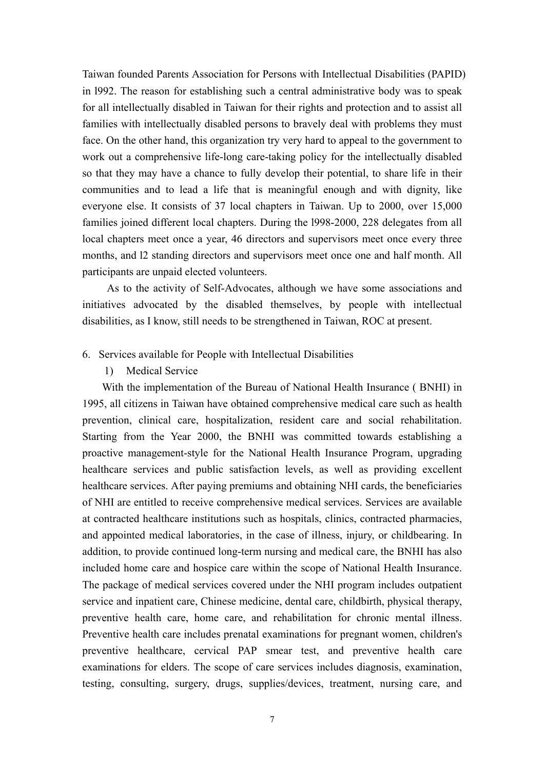Taiwan founded Parents Association for Persons with Intellectual Disabilities (PAPID) in l992. The reason for establishing such a central administrative body was to speak for all intellectually disabled in Taiwan for their rights and protection and to assist all families with intellectually disabled persons to bravely deal with problems they must face. On the other hand, this organization try very hard to appeal to the government to work out a comprehensive life-long care-taking policy for the intellectually disabled so that they may have a chance to fully develop their potential, to share life in their communities and to lead a life that is meaningful enough and with dignity, like everyone else. It consists of 37 local chapters in Taiwan. Up to 2000, over 15,000 families joined different local chapters. During the l998-2000, 228 delegates from all local chapters meet once a year, 46 directors and supervisors meet once every three months, and l2 standing directors and supervisors meet once one and half month. All participants are unpaid elected volunteers.

As to the activity of Self-Advocates, although we have some associations and initiatives advocated by the disabled themselves, by people with intellectual disabilities, as I know, still needs to be strengthened in Taiwan, ROC at present.

6. Services available for People with Intellectual Disabilities

1) Medical Service

With the implementation of the Bureau of National Health Insurance ( BNHI) in 1995, all citizens in Taiwan have obtained comprehensive medical care such as health prevention, clinical care, hospitalization, resident care and social rehabilitation. Starting from the Year 2000, the BNHI was committed towards establishing a proactive management-style for the National Health Insurance Program, upgrading healthcare services and public satisfaction levels, as well as providing excellent healthcare services. After paying premiums and obtaining NHI cards, the beneficiaries of NHI are entitled to receive comprehensive medical services. Services are available at contracted healthcare institutions such as hospitals, clinics, contracted pharmacies, and appointed medical laboratories, in the case of illness, injury, or childbearing. In addition, to provide continued long-term nursing and medical care, the BNHI has also included home care and hospice care within the scope of National Health Insurance. The package of medical services covered under the NHI program includes outpatient service and inpatient care, Chinese medicine, dental care, childbirth, physical therapy, preventive health care, home care, and rehabilitation for chronic mental illness. Preventive health care includes prenatal examinations for pregnant women, children's preventive healthcare, cervical PAP smear test, and preventive health care examinations for elders. The scope of care services includes diagnosis, examination, testing, consulting, surgery, drugs, supplies/devices, treatment, nursing care, and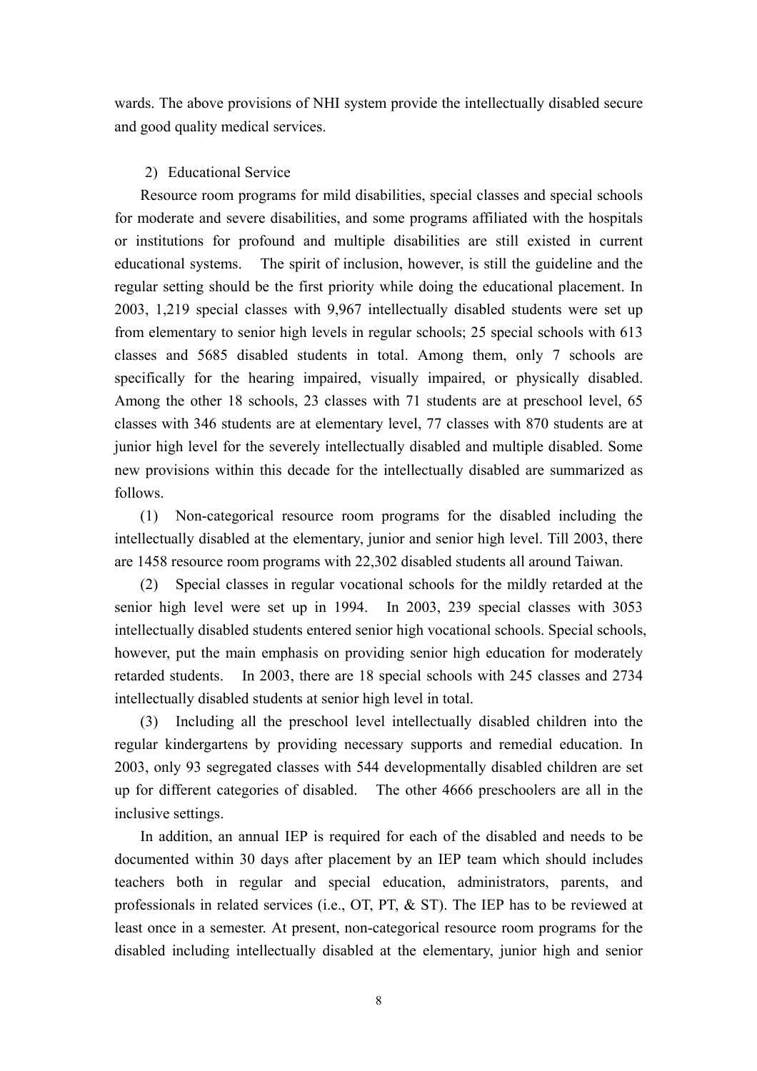wards. The above provisions of NHI system provide the intellectually disabled secure and good quality medical services.

2) Educational Service

Resource room programs for mild disabilities, special classes and special schools for moderate and severe disabilities, and some programs affiliated with the hospitals or institutions for profound and multiple disabilities are still existed in current educational systems. The spirit of inclusion, however, is still the guideline and the regular setting should be the first priority while doing the educational placement. In 2003, 1,219 special classes with 9,967 intellectually disabled students were set up from elementary to senior high levels in regular schools; 25 special schools with 613 classes and 5685 disabled students in total. Among them, only 7 schools are specifically for the hearing impaired, visually impaired, or physically disabled. Among the other 18 schools, 23 classes with 71 students are at preschool level, 65 classes with 346 students are at elementary level, 77 classes with 870 students are at junior high level for the severely intellectually disabled and multiple disabled. Some new provisions within this decade for the intellectually disabled are summarized as follows.

(1) Non-categorical resource room programs for the disabled including the intellectually disabled at the elementary, junior and senior high level. Till 2003, there are 1458 resource room programs with 22,302 disabled students all around Taiwan.

(2) Special classes in regular vocational schools for the mildly retarded at the senior high level were set up in 1994. In 2003, 239 special classes with 3053 intellectually disabled students entered senior high vocational schools. Special schools, however, put the main emphasis on providing senior high education for moderately retarded students. In 2003, there are 18 special schools with 245 classes and 2734 intellectually disabled students at senior high level in total.

(3) Including all the preschool level intellectually disabled children into the regular kindergartens by providing necessary supports and remedial education. In 2003, only 93 segregated classes with 544 developmentally disabled children are set up for different categories of disabled. The other 4666 preschoolers are all in the inclusive settings.

In addition, an annual IEP is required for each of the disabled and needs to be documented within 30 days after placement by an IEP team which should includes teachers both in regular and special education, administrators, parents, and professionals in related services (i.e., OT, PT, & ST). The IEP has to be reviewed at least once in a semester. At present, non-categorical resource room programs for the disabled including intellectually disabled at the elementary, junior high and senior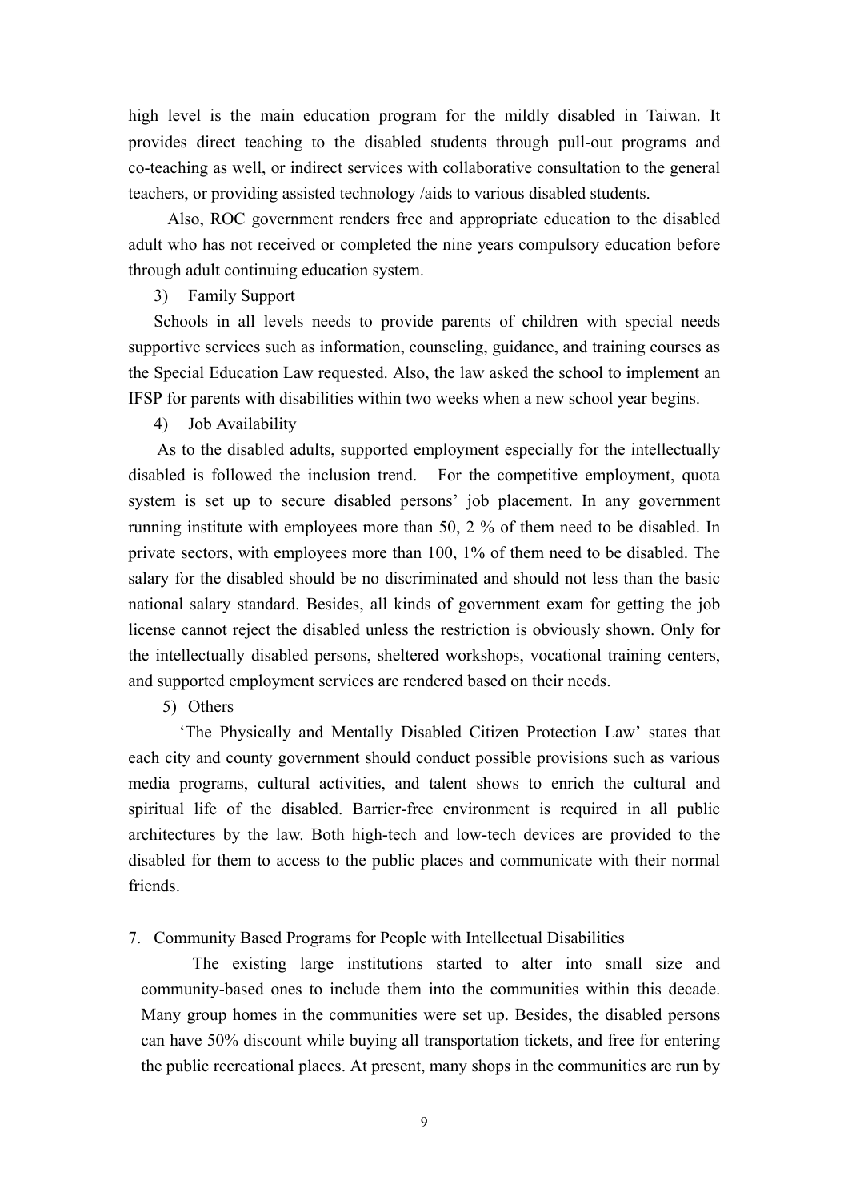high level is the main education program for the mildly disabled in Taiwan. It provides direct teaching to the disabled students through pull-out programs and co-teaching as well, or indirect services with collaborative consultation to the general teachers, or providing assisted technology /aids to various disabled students.

Also, ROC government renders free and appropriate education to the disabled adult who has not received or completed the nine years compulsory education before through adult continuing education system.

3) Family Support

Schools in all levels needs to provide parents of children with special needs supportive services such as information, counseling, guidance, and training courses as the Special Education Law requested. Also, the law asked the school to implement an IFSP for parents with disabilities within two weeks when a new school year begins.

4) Job Availability

As to the disabled adults, supported employment especially for the intellectually disabled is followed the inclusion trend. For the competitive employment, quota system is set up to secure disabled persons' job placement. In any government running institute with employees more than 50, 2 % of them need to be disabled. In private sectors, with employees more than 100, 1% of them need to be disabled. The salary for the disabled should be no discriminated and should not less than the basic national salary standard. Besides, all kinds of government exam for getting the job license cannot reject the disabled unless the restriction is obviously shown. Only for the intellectually disabled persons, sheltered workshops, vocational training centers, and supported employment services are rendered based on their needs.

5) Others

'The Physically and Mentally Disabled Citizen Protection Law' states that each city and county government should conduct possible provisions such as various media programs, cultural activities, and talent shows to enrich the cultural and spiritual life of the disabled. Barrier-free environment is required in all public architectures by the law. Both high-tech and low-tech devices are provided to the disabled for them to access to the public places and communicate with their normal friends.

7. Community Based Programs for People with Intellectual Disabilities

The existing large institutions started to alter into small size and community-based ones to include them into the communities within this decade. Many group homes in the communities were set up. Besides, the disabled persons can have 50% discount while buying all transportation tickets, and free for entering the public recreational places. At present, many shops in the communities are run by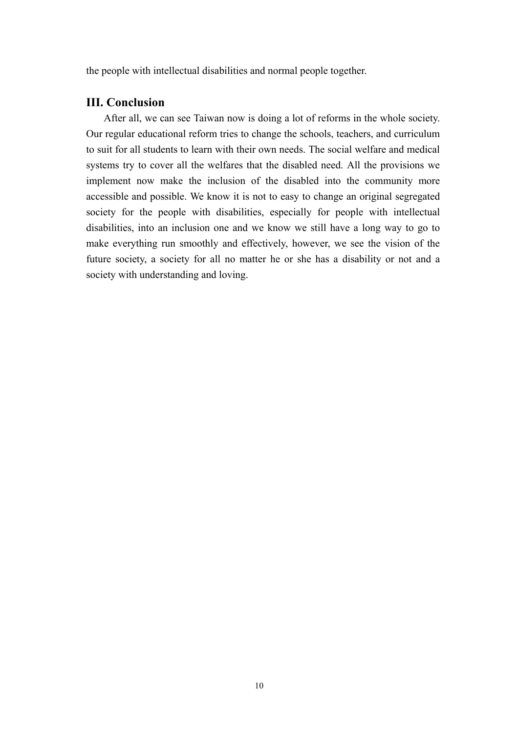the people with intellectual disabilities and normal people together.

## III. Conclusion

After all, we can see Taiwan now is doing a lot of reforms in the whole society. Our regular educational reform tries to change the schools, teachers, and curriculum to suit for all students to learn with their own needs. The social welfare and medical systems try to cover all the welfares that the disabled need. All the provisions we implement now make the inclusion of the disabled into the community more accessible and possible. We know it is not to easy to change an original segregated society for the people with disabilities, especially for people with intellectual disabilities, into an inclusion one and we know we still have a long way to go to make everything run smoothly and effectively, however, we see the vision of the future society, a society for all no matter he or she has a disability or not and a society with understanding and loving.